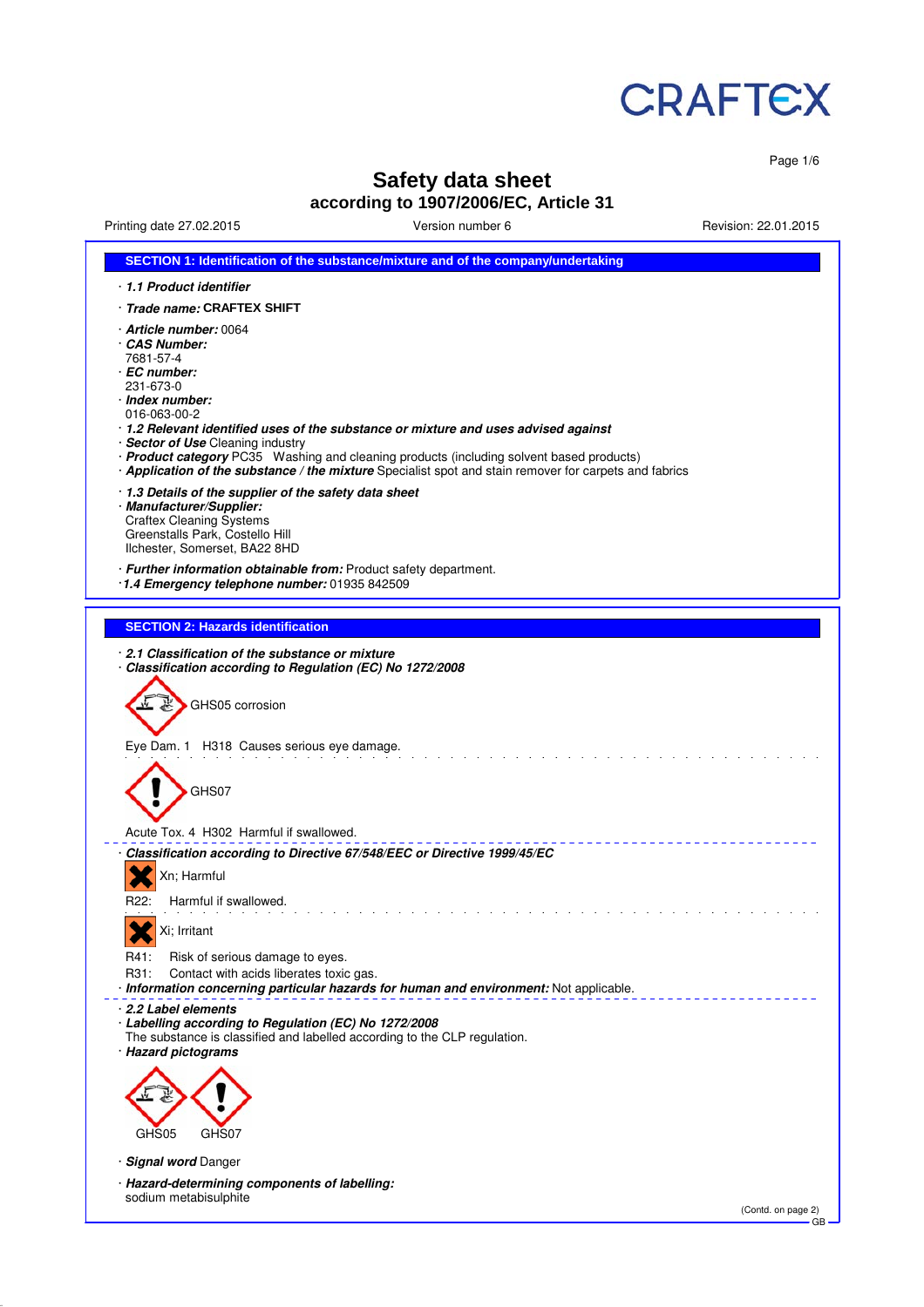CRAFTEX

# Safety data sheet

## according to 1907/2006/EC, Article 31

Printing date 27.02.2015 | Version number 6 | Revision: 22.01.2015

## SECTION 1: Identification of the substance/mixture and of the company/undertaking

· ***1.1 Product identifier***

· ***Trade name:*** **CRAFTEX SHIFT**

· ***Article number:*** 0064
· ***CAS Number:***
7681-57-4
· ***EC number:***
231-673-0
· ***Index number:***
016-063-00-2
· ***1.2 Relevant identified uses of the substance or mixture and uses advised against***
· ***Sector of Use*** Cleaning industry
· ***Product category*** PC35 Washing and cleaning products (including solvent based products)
· ***Application of the substance / the mixture*** Specialist spot and stain remover for carpets and fabrics

· ***1.3 Details of the supplier of the safety data sheet***
· ***Manufacturer/Supplier:***
Craftex Cleaning Systems
Greenstalls Park, Costello Hill
Ilchester, Somerset, BA22 8HD

· ***Further information obtainable from:*** Product safety department.
· ***1.4 Emergency telephone number:*** 01935 842509

## SECTION 2: Hazards identification

· ***2.1 Classification of the substance or mixture***
· ***Classification according to Regulation (EC) No 1272/2008***

GHS05 corrosion

Eye Dam. 1 H318 Causes serious eye damage.

GHS07

Acute Tox. 4 H302 Harmful if swallowed.

· ***Classification according to Directive 67/548/EEC or Directive 1999/45/EC***

Xn; Harmful

R22: Harmful if swallowed.

Xi; Irritant

R41: Risk of serious damage to eyes.
R31: Contact with acids liberates toxic gas.
· ***Information concerning particular hazards for human and environment:*** Not applicable.

· ***2.2 Label elements***
· ***Labelling according to Regulation (EC) No 1272/2008***
The substance is classified and labelled according to the CLP regulation.
· ***Hazard pictograms***

GHS05 GHS07

· ***Signal word*** Danger

· ***Hazard-determining components of labelling:***
sodium metabisulphite

(Contd. on page 2)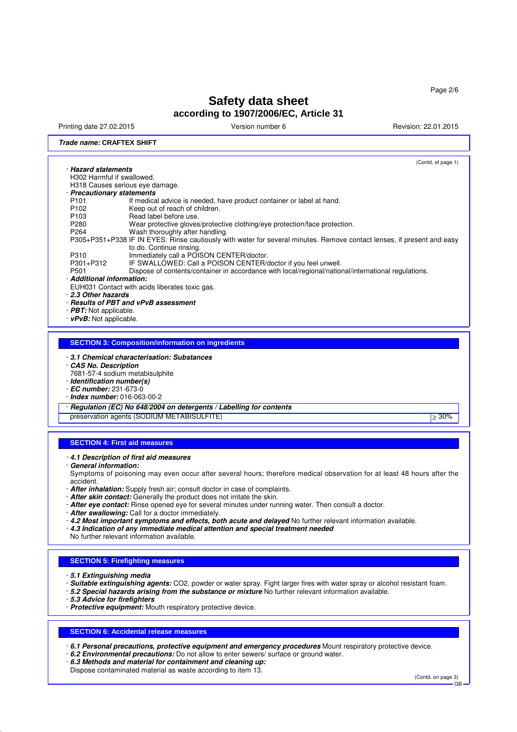# Safety data sheet

## according to 1907/2006/EC, Article 31

Printing date 27.02.2015 | Version number 6 | Revision: 22.01.2015

***Trade name:*** **CRAFTEX SHIFT**

(Contd. of page 1)

· ***Hazard statements***

H302 Harmful if swallowed.
H318 Causes serious eye damage.

· ***Precautionary statements***

| | |
|---|---|
| P101 | If medical advice is needed, have product container or label at hand. |
| P102 | Keep out of reach of children. |
| P103 | Read label before use. |
| P280 | Wear protective gloves/protective clothing/eye protection/face protection. |
| P264 | Wash thoroughly after handling. |
| P305+P351+P338 | IF IN EYES: Rinse cautiously with water for several minutes. Remove contact lenses, if present and easy to do. Continue rinsing. |
| P310 | Immediately call a POISON CENTER/doctor. |
| P301+P312 | IF SWALLOWED: Call a POISON CENTER/doctor if you feel unwell. |
| P501 | Dispose of contents/container in accordance with local/regional/national/international regulations. |

· ***Additional information:***

EUH031 Contact with acids liberates toxic gas.

· ***2.3 Other hazards***

· ***Results of PBT and vPvB assessment***

· ***PBT:*** Not applicable.

· ***vPvB:*** Not applicable.

## SECTION 3: Composition/information on ingredients

· ***3.1 Chemical characterisation: Substances***

· ***CAS No. Description***

7681-57-4 sodium metabisulphite

· ***Identification number(s)***

· ***EC number:*** 231-673-0

· ***Index number:*** 016-063-00-2

· ***Regulation (EC) No 648/2004 on detergents / Labelling for contents***

| | |
|---|---|
| preservation agents (SODIUM METABISULFITE) | ≥ 30% |

## SECTION 4: First aid measures

· ***4.1 Description of first aid measures***

· ***General information:***

Symptoms of poisoning may even occur after several hours; therefore medical observation for at least 48 hours after the accident.

· ***After inhalation:*** Supply fresh air; consult doctor in case of complaints.

· ***After skin contact:*** Generally the product does not irritate the skin.

· ***After eye contact:*** Rinse opened eye for several minutes under running water. Then consult a doctor.

· ***After swallowing:*** Call for a doctor immediately.

· ***4.2 Most important symptoms and effects, both acute and delayed*** No further relevant information available.

· ***4.3 Indication of any immediate medical attention and special treatment needed***

No further relevant information available.

## SECTION 5: Firefighting measures

· ***5.1 Extinguishing media***

· ***Suitable extinguishing agents:*** CO2, powder or water spray. Fight larger fires with water spray or alcohol resistant foam.

· ***5.2 Special hazards arising from the substance or mixture*** No further relevant information available.

· ***5.3 Advice for firefighters***

· ***Protective equipment:*** Mouth respiratory protective device.

## SECTION 6: Accidental release measures

· ***6.1 Personal precautions, protective equipment and emergency procedures*** Mount respiratory protective device.

· ***6.2 Environmental precautions:*** Do not allow to enter sewers/ surface or ground water.

· ***6.3 Methods and material for containment and cleaning up:***

Dispose contaminated material as waste according to item 13.

(Contd. on page 3)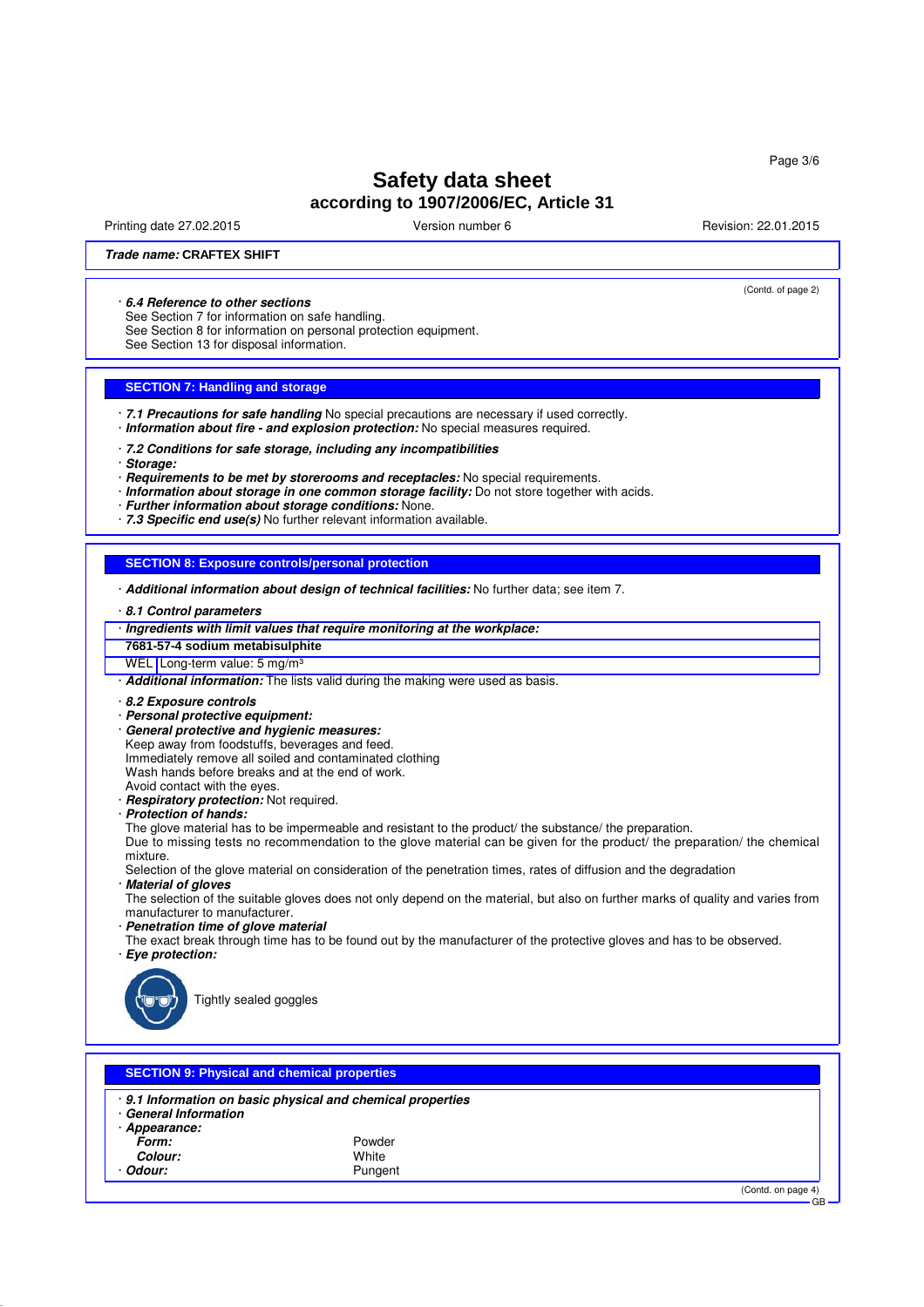**Trade name: CRAFTEX SHIFT**

(Contd. of page 2)

· **6.4 Reference to other sections**
See Section 7 for information on safe handling.
See Section 8 for information on personal protection equipment.
See Section 13 for disposal information.

## SECTION 7: Handling and storage

· ***7.1 Precautions for safe handling*** No special precautions are necessary if used correctly.
· ***Information about fire - and explosion protection:*** No special measures required.

· ***7.2 Conditions for safe storage, including any incompatibilities***
· ***Storage:***
· ***Requirements to be met by storerooms and receptacles:*** No special requirements.
· ***Information about storage in one common storage facility:*** Do not store together with acids.
· ***Further information about storage conditions:*** None.
· ***7.3 Specific end use(s)*** No further relevant information available.

## SECTION 8: Exposure controls/personal protection

· ***Additional information about design of technical facilities:*** No further data; see item 7.

· ***8.1 Control parameters***

| · ***Ingredients with limit values that require monitoring at the workplace:*** | |
|---|---|
| **7681-57-4 sodium metabisulphite** | |
| WEL | Long-term value: 5 mg/m³ |

· ***Additional information:*** The lists valid during the making were used as basis.

· ***8.2 Exposure controls***
· ***Personal protective equipment:***
· ***General protective and hygienic measures:***
Keep away from foodstuffs, beverages and feed.
Immediately remove all soiled and contaminated clothing
Wash hands before breaks and at the end of work.
Avoid contact with the eyes.
· ***Respiratory protection:*** Not required.
· ***Protection of hands:***
The glove material has to be impermeable and resistant to the product/ the substance/ the preparation.
Due to missing tests no recommendation to the glove material can be given for the product/ the preparation/ the chemical mixture.
Selection of the glove material on consideration of the penetration times, rates of diffusion and the degradation
· ***Material of gloves***
The selection of the suitable gloves does not only depend on the material, but also on further marks of quality and varies from manufacturer to manufacturer.
· ***Penetration time of glove material***
The exact break through time has to be found out by the manufacturer of the protective gloves and has to be observed.
· ***Eye protection:***

Tightly sealed goggles

## SECTION 9: Physical and chemical properties

· ***9.1 Information on basic physical and chemical properties***
· ***General Information***
· ***Appearance:***

| | |
|---|---|
| ***Form:*** | Powder |
| ***Colour:*** | White |
| · ***Odour:*** | Pungent |

(Contd. on page 4)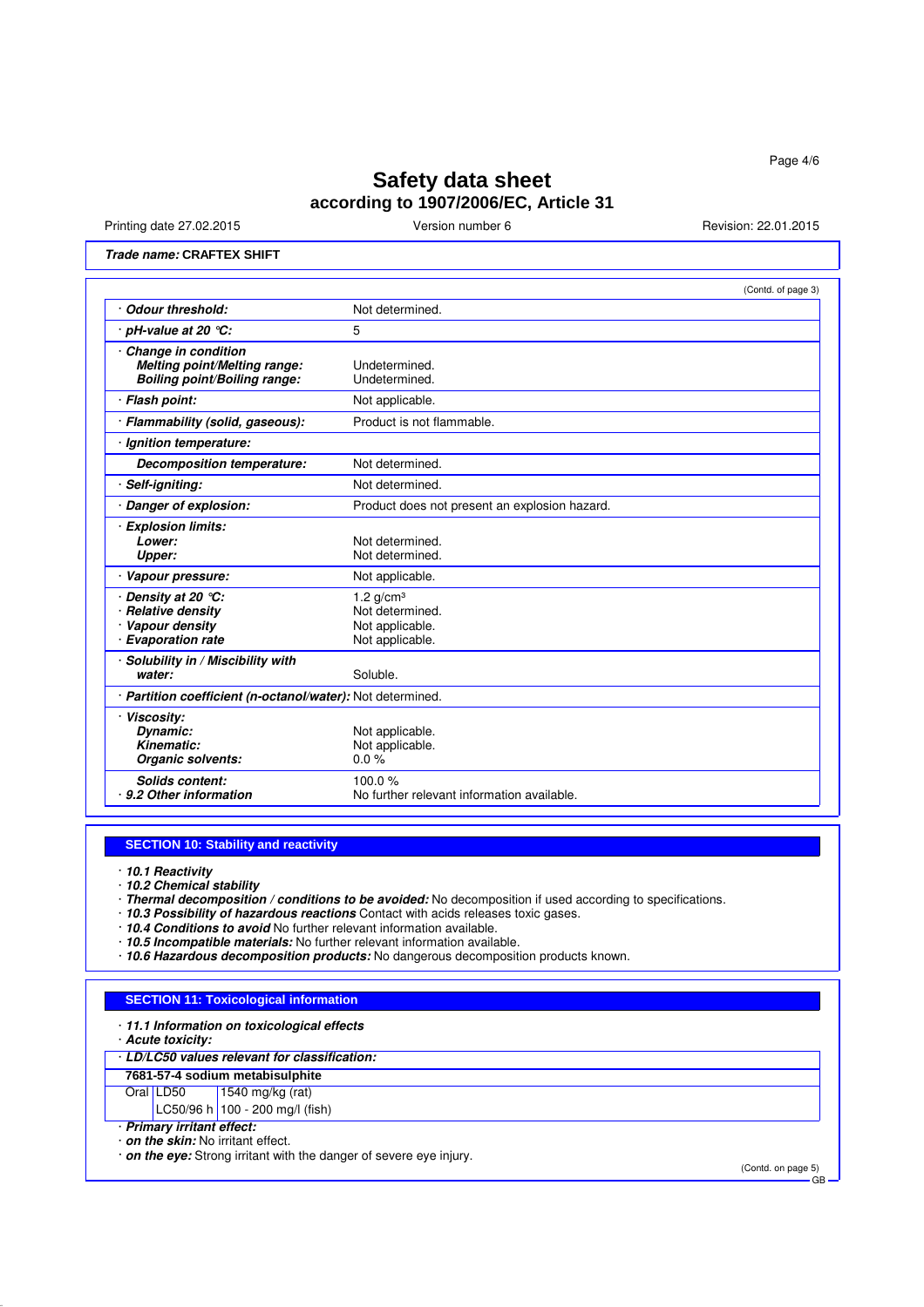# Safety data sheet
## according to 1907/2006/EC, Article 31

Printing date 27.02.2015 | Version number 6 | Revision: 22.01.2015

**Trade name: CRAFTEX SHIFT**

(Contd. of page 3)

| | |
|---|---|
| · **Odour threshold:** | Not determined. |
| · **pH-value at 20 °C:** | 5 |
| · **Change in condition** | |
| **Melting point/Melting range:** | Undetermined. |
| **Boiling point/Boiling range:** | Undetermined. |
| · **Flash point:** | Not applicable. |
| · **Flammability (solid, gaseous):** | Product is not flammable. |
| · **Ignition temperature:** | |
| **Decomposition temperature:** | Not determined. |
| · **Self-igniting:** | Not determined. |
| · **Danger of explosion:** | Product does not present an explosion hazard. |
| · **Explosion limits:** | |
| **Lower:** | Not determined. |
| **Upper:** | Not determined. |
| · **Vapour pressure:** | Not applicable. |
| · **Density at 20 °C:** | 1.2 g/cm³ |
| · **Relative density** | Not determined. |
| · **Vapour density** | Not applicable. |
| · **Evaporation rate** | Not applicable. |
| · **Solubility in / Miscibility with water:** | Soluble. |
| · **Partition coefficient (n-octanol/water):** | Not determined. |
| · **Viscosity:** | |
| **Dynamic:** | Not applicable. |
| **Kinematic:** | Not applicable. |
| **Organic solvents:** | 0.0 % |
| **Solids content:** | 100.0 % |
| · **9.2 Other information** | No further relevant information available. |

## SECTION 10: Stability and reactivity

· ***10.1 Reactivity***
· ***10.2 Chemical stability***
· ***Thermal decomposition / conditions to be avoided:*** No decomposition if used according to specifications.
· ***10.3 Possibility of hazardous reactions*** Contact with acids releases toxic gases.
· ***10.4 Conditions to avoid*** No further relevant information available.
· ***10.5 Incompatible materials:*** No further relevant information available.
· ***10.6 Hazardous decomposition products:*** No dangerous decomposition products known.

## SECTION 11: Toxicological information

· ***11.1 Information on toxicological effects***
· ***Acute toxicity:***

· ***LD/LC50 values relevant for classification:***

| 7681-57-4 sodium metabisulphite | | |
|---|---|---|
| Oral | LD50 | 1540 mg/kg (rat) |
| | LC50/96 h | 100 - 200 mg/l (fish) |

· ***Primary irritant effect:***
· ***on the skin:*** No irritant effect.
· ***on the eye:*** Strong irritant with the danger of severe eye injury.

(Contd. on page 5)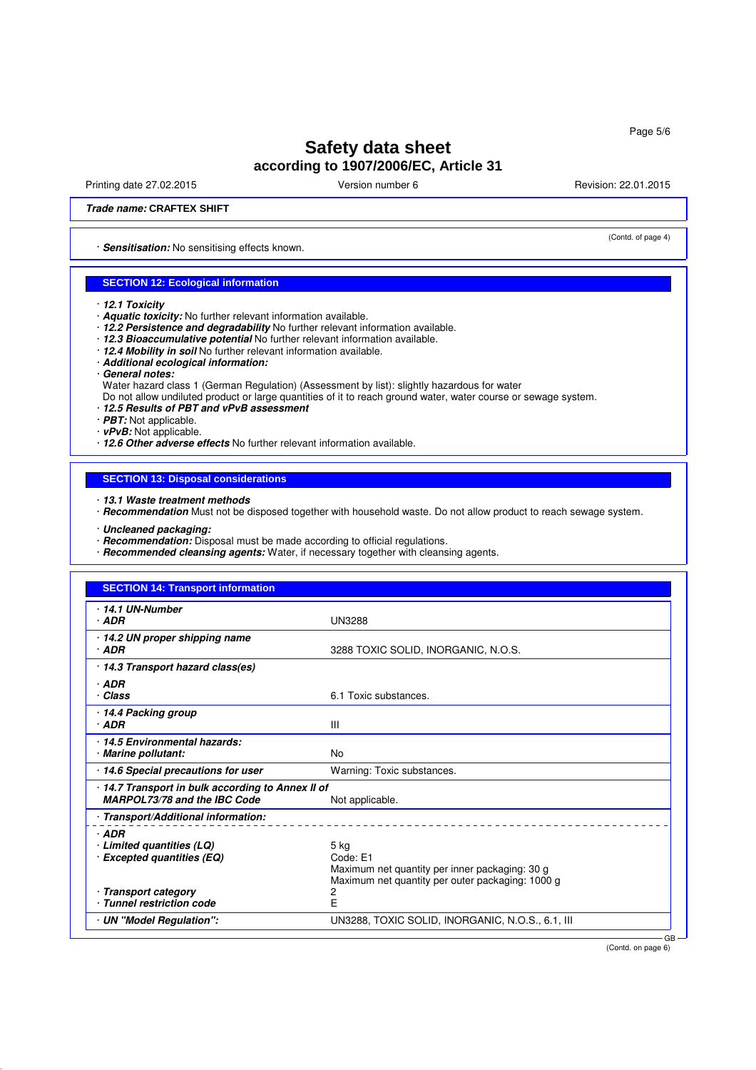# Safety data sheet
## according to 1907/2006/EC, Article 31

Printing date 27.02.2015 | Version number 6 | Revision: 22.01.2015

***Trade name:*** **CRAFTEX SHIFT**

(Contd. of page 4)

· ***Sensitisation:*** No sensitising effects known.

## SECTION 12: Ecological information

· ***12.1 Toxicity***
· ***Aquatic toxicity:*** No further relevant information available.
· ***12.2 Persistence and degradability*** No further relevant information available.
· ***12.3 Bioaccumulative potential*** No further relevant information available.
· ***12.4 Mobility in soil*** No further relevant information available.
· ***Additional ecological information:***
· ***General notes:***
Water hazard class 1 (German Regulation) (Assessment by list): slightly hazardous for water
Do not allow undiluted product or large quantities of it to reach ground water, water course or sewage system.
· ***12.5 Results of PBT and vPvB assessment***
· ***PBT:*** Not applicable.
· ***vPvB:*** Not applicable.
· ***12.6 Other adverse effects*** No further relevant information available.

## SECTION 13: Disposal considerations

· ***13.1 Waste treatment methods***
· ***Recommendation*** Must not be disposed together with household waste. Do not allow product to reach sewage system.

· ***Uncleaned packaging:***
· ***Recommendation:*** Disposal must be made according to official regulations.
· ***Recommended cleansing agents:*** Water, if necessary together with cleansing agents.

## SECTION 14: Transport information

| | |
|---|---|
| · ***14.1 UN-Number***<br>· ***ADR*** | UN3288 |
| · ***14.2 UN proper shipping name***<br>· ***ADR*** | 3288 TOXIC SOLID, INORGANIC, N.O.S. |
| · ***14.3 Transport hazard class(es)***<br>· ***ADR***<br>· ***Class*** | 6.1 Toxic substances. |
| · ***14.4 Packing group***<br>· ***ADR*** | III |
| · ***14.5 Environmental hazards:***<br>· ***Marine pollutant:*** | No |
| · ***14.6 Special precautions for user*** | Warning: Toxic substances. |
| · ***14.7 Transport in bulk according to Annex II of MARPOL73/78 and the IBC Code*** | Not applicable. |
| · ***Transport/Additional information:*** | |
| · ***ADR***<br>· ***Limited quantities (LQ)***<br>· ***Excepted quantities (EQ)*** | 5 kg<br>Code: E1<br>Maximum net quantity per inner packaging: 30 g<br>Maximum net quantity per outer packaging: 1000 g |
| · ***Transport category***<br>· ***Tunnel restriction code*** | 2<br>E |
| · ***UN "Model Regulation":*** | UN3288, TOXIC SOLID, INORGANIC, N.O.S., 6.1, III |

GB

(Contd. on page 6)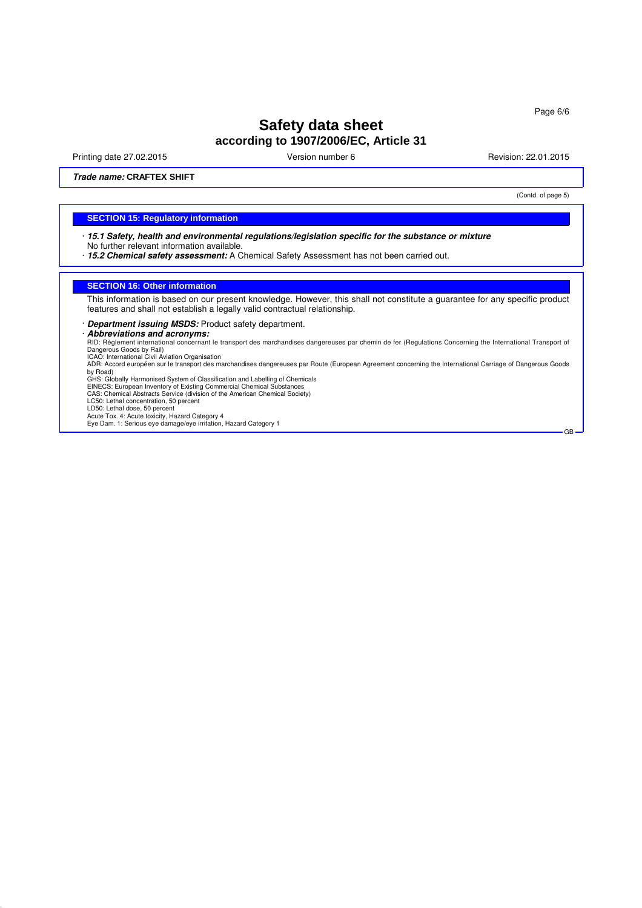# Safety data sheet
## according to 1907/2006/EC, Article 31

Printing date 27.02.2015 Version number 6 Revision: 22.01.2015

***Trade name:*** **CRAFTEX SHIFT**

(Contd. of page 5)

### SECTION 15: Regulatory information

· ***15.1 Safety, health and environmental regulations/legislation specific for the substance or mixture***
No further relevant information available.
· ***15.2 Chemical safety assessment:*** A Chemical Safety Assessment has not been carried out.

### SECTION 16: Other information

This information is based on our present knowledge. However, this shall not constitute a guarantee for any specific product features and shall not establish a legally valid contractual relationship.

· ***Department issuing MSDS:*** Product safety department.
· ***Abbreviations and acronyms:***
RID: Règlement international concernant le transport des marchandises dangereuses par chemin de fer (Regulations Concerning the International Transport of Dangerous Goods by Rail)
ICAO: International Civil Aviation Organisation
ADR: Accord européen sur le transport des marchandises dangereuses par Route (European Agreement concerning the International Carriage of Dangerous Goods by Road)
GHS: Globally Harmonised System of Classification and Labelling of Chemicals
EINECS: European Inventory of Existing Commercial Chemical Substances
CAS: Chemical Abstracts Service (division of the American Chemical Society)
LC50: Lethal concentration, 50 percent
LD50: Lethal dose, 50 percent
Acute Tox. 4: Acute toxicity, Hazard Category 4
Eye Dam. 1: Serious eye damage/eye irritation, Hazard Category 1

GB